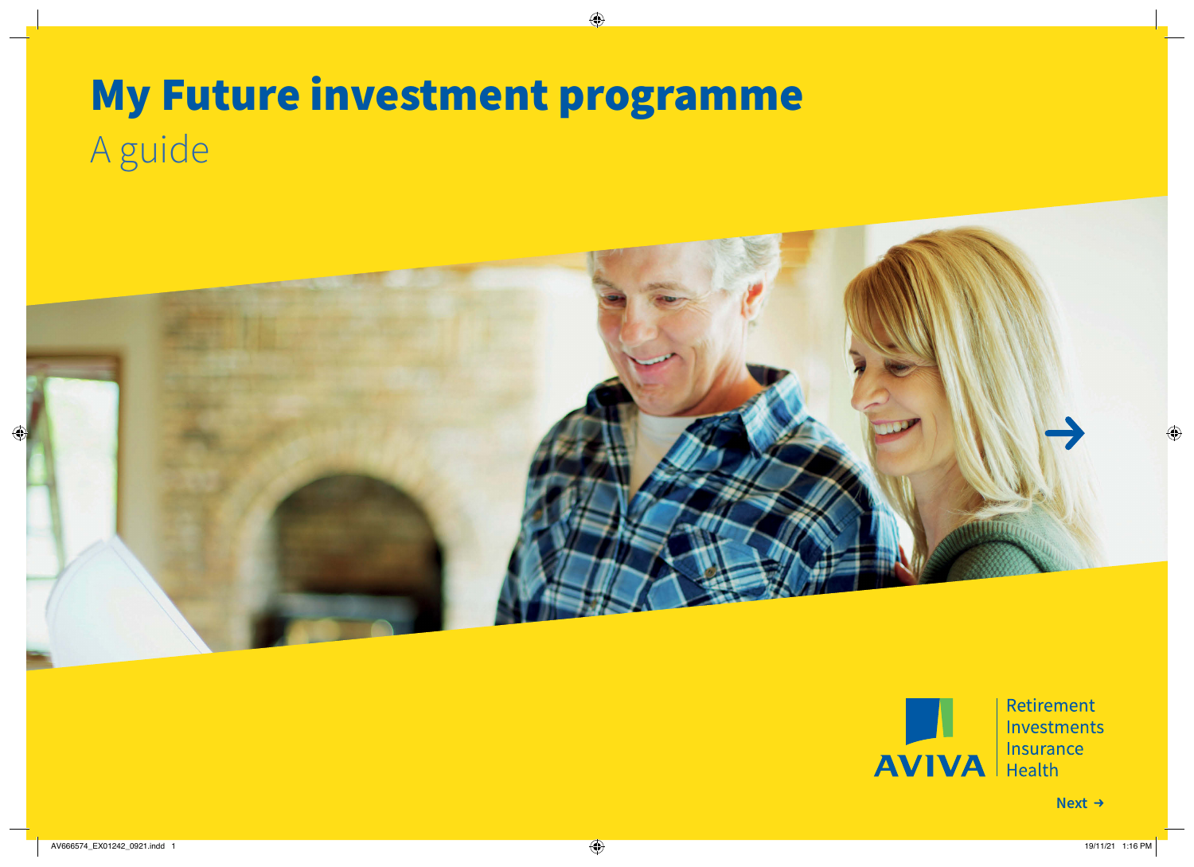# My Future investment programme

A guide

AVIVA

Retirement
Investments
Insurance
Health

Next →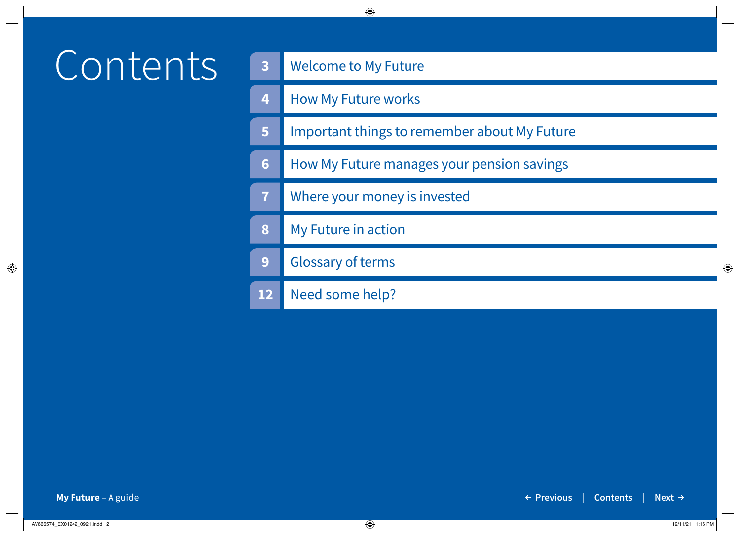# Contents

| | |
|---|---|
| 3 | Welcome to My Future |
| 4 | How My Future works |
| 5 | Important things to remember about My Future |
| 6 | How My Future manages your pension savings |
| 7 | Where your money is invested |
| 8 | My Future in action |
| 9 | Glossary of terms |
| 12 | Need some help? |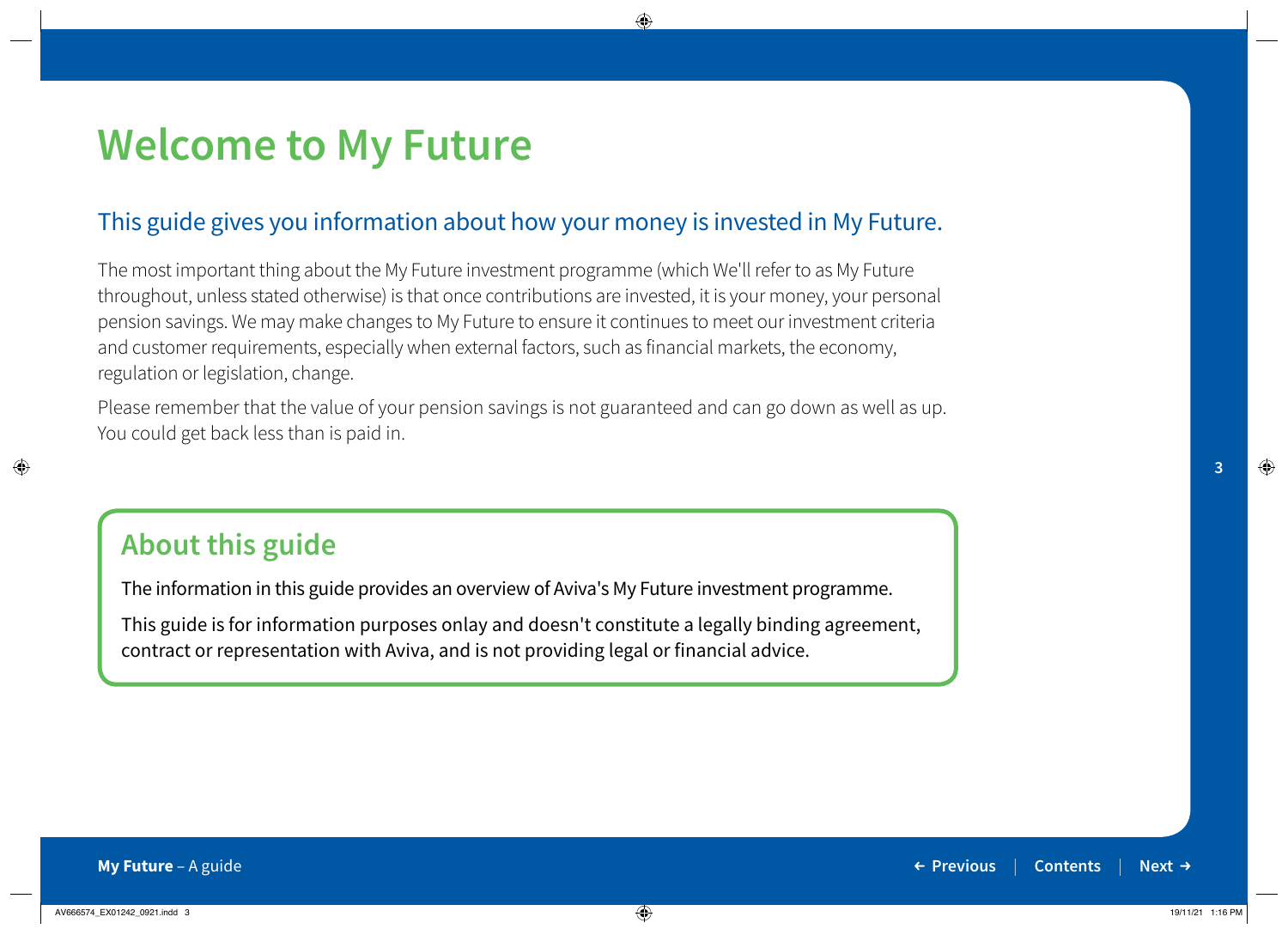# Welcome to My Future

## This guide gives you information about how your money is invested in My Future.

The most important thing about the My Future investment programme (which We'll refer to as My Future throughout, unless stated otherwise) is that once contributions are invested, it is your money, your personal pension savings. We may make changes to My Future to ensure it continues to meet our investment criteria and customer requirements, especially when external factors, such as financial markets, the economy, regulation or legislation, change.

Please remember that the value of your pension savings is not guaranteed and can go down as well as up. You could get back less than is paid in.

## About this guide

The information in this guide provides an overview of Aviva's My Future investment programme.

This guide is for information purposes onlay and doesn't constitute a legally binding agreement, contract or representation with Aviva, and is not providing legal or financial advice.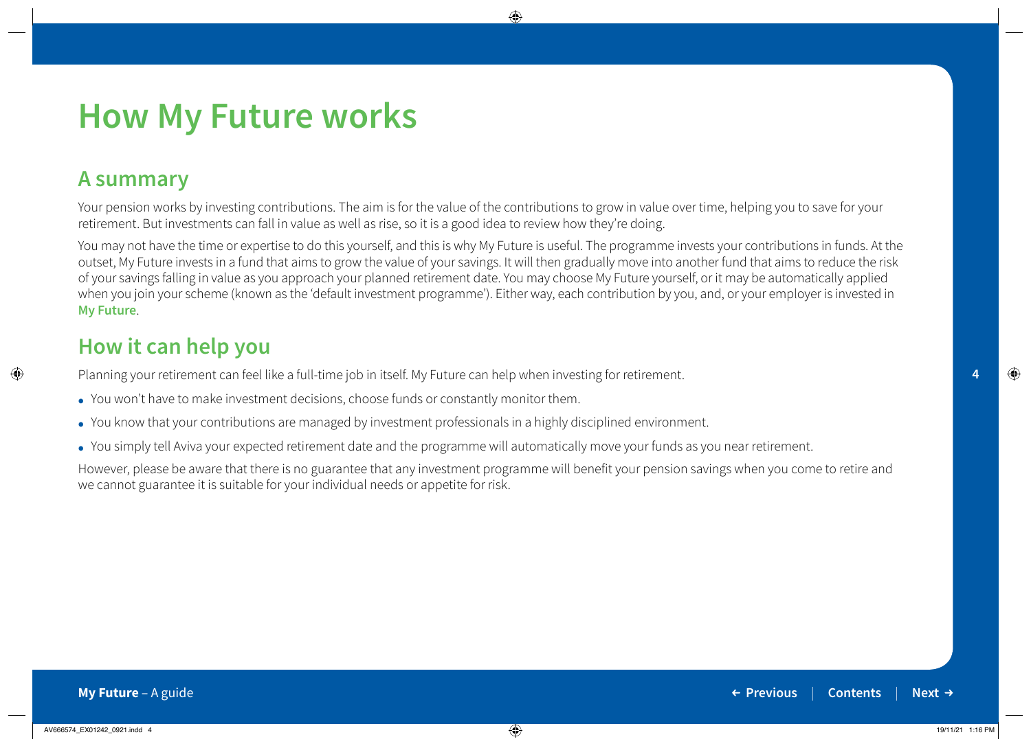# How My Future works

## A summary

Your pension works by investing contributions. The aim is for the value of the contributions to grow in value over time, helping you to save for your retirement. But investments can fall in value as well as rise, so it is a good idea to review how they're doing.

You may not have the time or expertise to do this yourself, and this is why My Future is useful. The programme invests your contributions in funds. At the outset, My Future invests in a fund that aims to grow the value of your savings. It will then gradually move into another fund that aims to reduce the risk of your savings falling in value as you approach your planned retirement date. You may choose My Future yourself, or it may be automatically applied when you join your scheme (known as the 'default investment programme'). Either way, each contribution by you, and, or your employer is invested in **My Future**.

## How it can help you

Planning your retirement can feel like a full-time job in itself. My Future can help when investing for retirement.

- You won't have to make investment decisions, choose funds or constantly monitor them.
- You know that your contributions are managed by investment professionals in a highly disciplined environment.
- You simply tell Aviva your expected retirement date and the programme will automatically move your funds as you near retirement.

However, please be aware that there is no guarantee that any investment programme will benefit your pension savings when you come to retire and we cannot guarantee it is suitable for your individual needs or appetite for risk.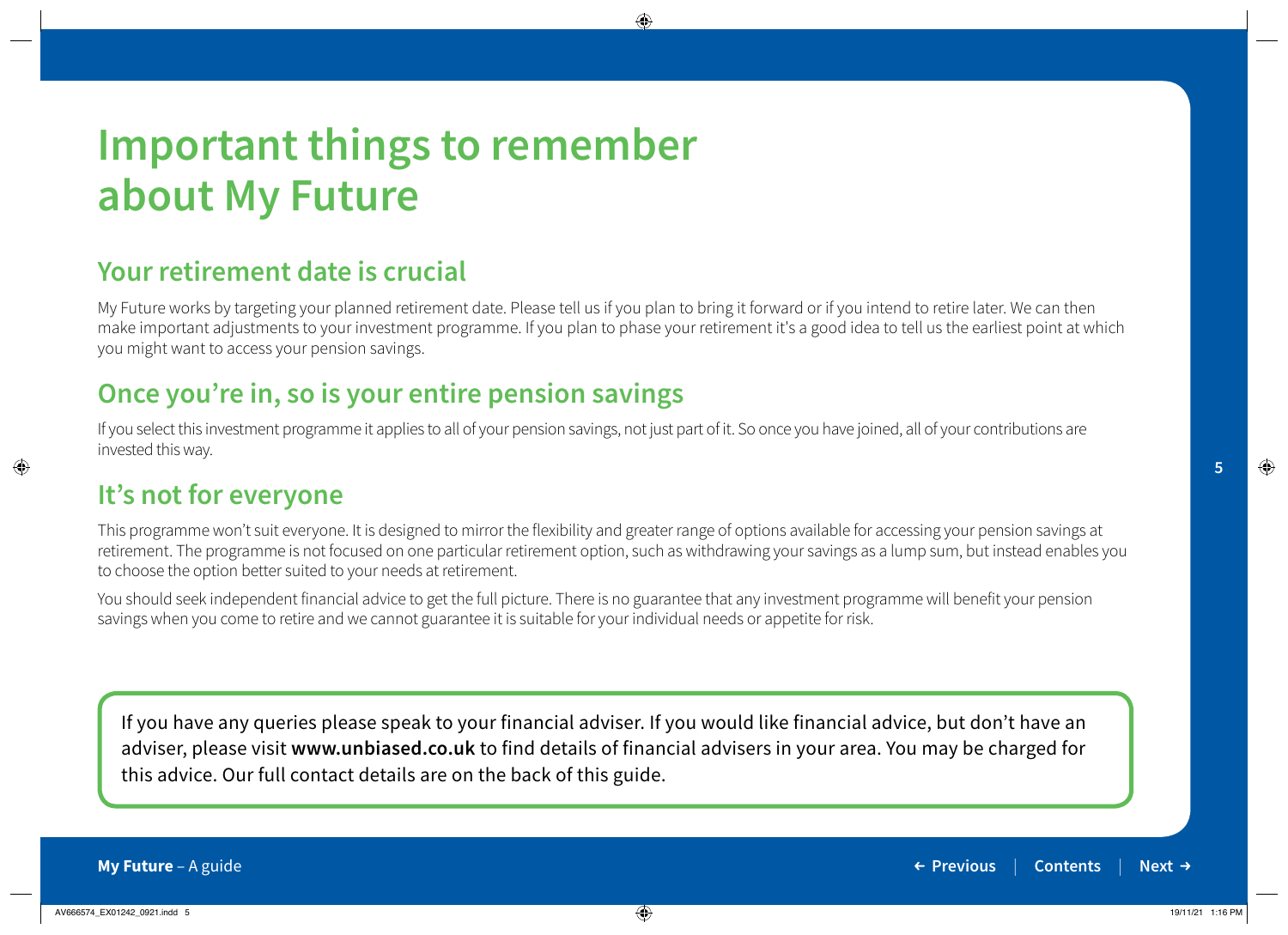# Important things to remember about My Future

## Your retirement date is crucial

My Future works by targeting your planned retirement date. Please tell us if you plan to bring it forward or if you intend to retire later. We can then make important adjustments to your investment programme. If you plan to phase your retirement it's a good idea to tell us the earliest point at which you might want to access your pension savings.

## Once you're in, so is your entire pension savings

If you select this investment programme it applies to all of your pension savings, not just part of it. So once you have joined, all of your contributions are invested this way.

## It's not for everyone

This programme won't suit everyone. It is designed to mirror the flexibility and greater range of options available for accessing your pension savings at retirement. The programme is not focused on one particular retirement option, such as withdrawing your savings as a lump sum, but instead enables you to choose the option better suited to your needs at retirement.

You should seek independent financial advice to get the full picture. There is no guarantee that any investment programme will benefit your pension savings when you come to retire and we cannot guarantee it is suitable for your individual needs or appetite for risk.

If you have any queries please speak to your financial adviser. If you would like financial advice, but don't have an adviser, please visit **www.unbiased.co.uk** to find details of financial advisers in your area. You may be charged for this advice. Our full contact details are on the back of this guide.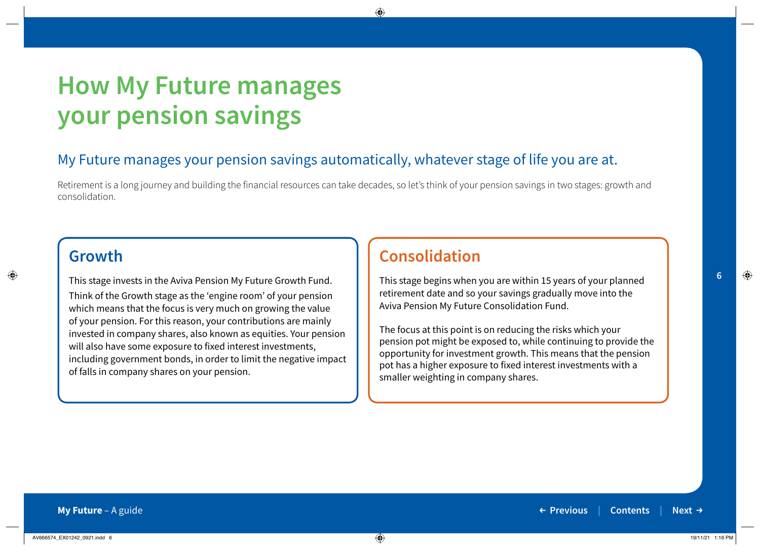# How My Future manages your pension savings

## My Future manages your pension savings automatically, whatever stage of life you are at.

Retirement is a long journey and building the financial resources can take decades, so let's think of your pension savings in two stages: growth and consolidation.

### Growth

This stage invests in the Aviva Pension My Future Growth Fund.

Think of the Growth stage as the 'engine room' of your pension which means that the focus is very much on growing the value of your pension. For this reason, your contributions are mainly invested in company shares, also known as equities. Your pension will also have some exposure to fixed interest investments, including government bonds, in order to limit the negative impact of falls in company shares on your pension.

### Consolidation

This stage begins when you are within 15 years of your planned retirement date and so your savings gradually move into the Aviva Pension My Future Consolidation Fund.

The focus at this point is on reducing the risks which your pension pot might be exposed to, while continuing to provide the opportunity for investment growth. This means that the pension pot has a higher exposure to fixed interest investments with a smaller weighting in company shares.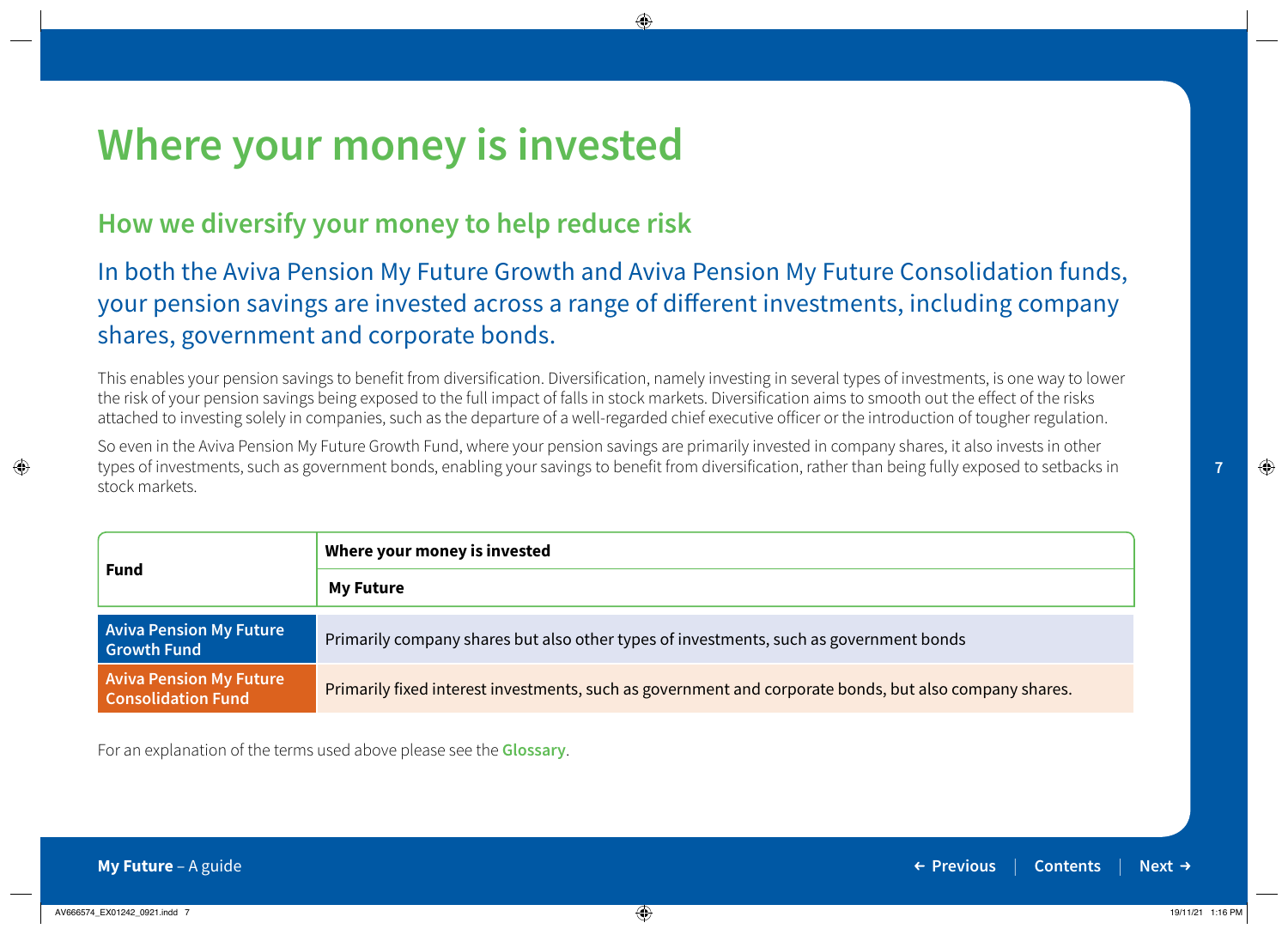# Where your money is invested

## How we diversify your money to help reduce risk

In both the Aviva Pension My Future Growth and Aviva Pension My Future Consolidation funds, your pension savings are invested across a range of different investments, including company shares, government and corporate bonds.

This enables your pension savings to benefit from diversification. Diversification, namely investing in several types of investments, is one way to lower the risk of your pension savings being exposed to the full impact of falls in stock markets. Diversification aims to smooth out the effect of the risks attached to investing solely in companies, such as the departure of a well-regarded chief executive officer or the introduction of tougher regulation.

So even in the Aviva Pension My Future Growth Fund, where your pension savings are primarily invested in company shares, it also invests in other types of investments, such as government bonds, enabling your savings to benefit from diversification, rather than being fully exposed to setbacks in stock markets.

| Fund | Where your money is invested |
|---|---|
| | **My Future** |
| **Aviva Pension My Future Growth Fund** | Primarily company shares but also other types of investments, such as government bonds |
| **Aviva Pension My Future Consolidation Fund** | Primarily fixed interest investments, such as government and corporate bonds, but also company shares. |

For an explanation of the terms used above please see the **Glossary**.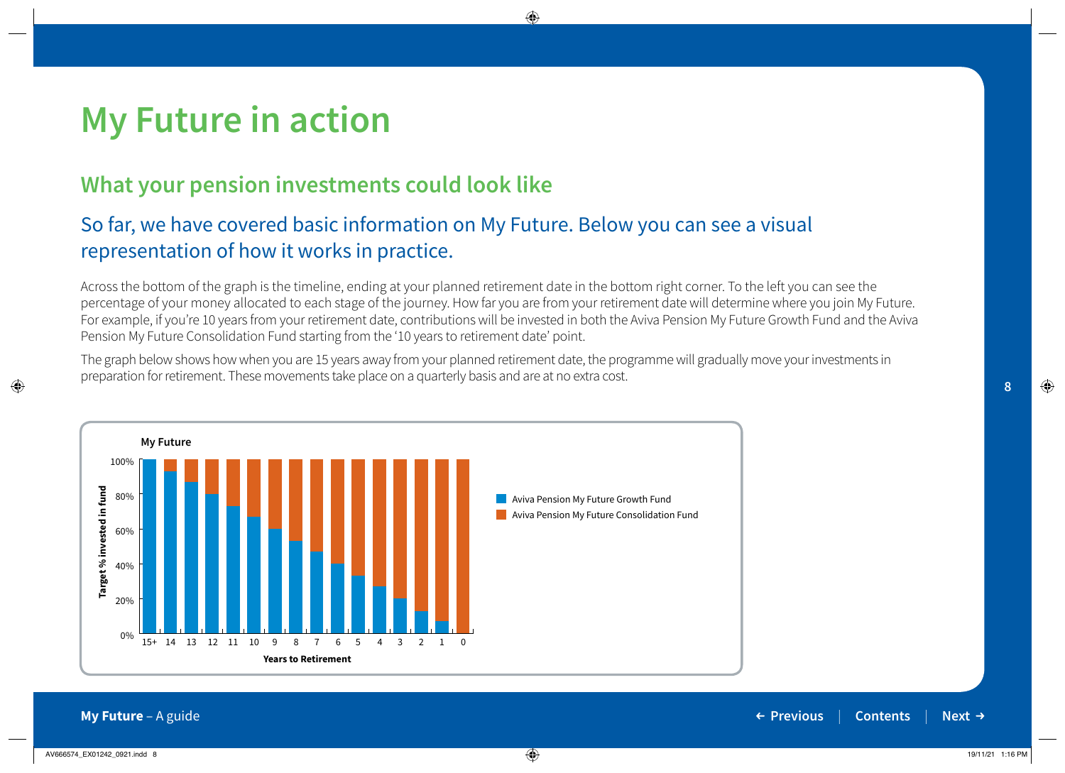# My Future in action

## What your pension investments could look like

### So far, we have covered basic information on My Future. Below you can see a visual representation of how it works in practice.

Across the bottom of the graph is the timeline, ending at your planned retirement date in the bottom right corner. To the left you can see the percentage of your money allocated to each stage of the journey. How far you are from your retirement date will determine where you join My Future. For example, if you're 10 years from your retirement date, contributions will be invested in both the Aviva Pension My Future Growth Fund and the Aviva Pension My Future Consolidation Fund starting from the '10 years to retirement date' point.

The graph below shows how when you are 15 years away from your planned retirement date, the programme will gradually move your investments in preparation for retirement. These movements take place on a quarterly basis and are at no extra cost.

**My Future**

Target % invested in fund (0%–100%) by Years to Retirement (15+, 14, 13, 12, 11, 10, 9, 8, 7, 6, 5, 4, 3, 2, 1, 0)

- Aviva Pension My Future Growth Fund
- Aviva Pension My Future Consolidation Fund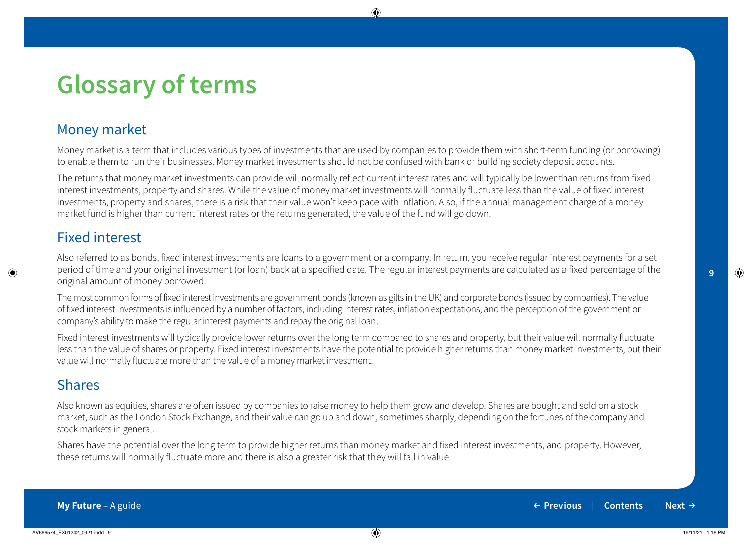# Glossary of terms

## Money market

Money market is a term that includes various types of investments that are used by companies to provide them with short-term funding (or borrowing) to enable them to run their businesses. Money market investments should not be confused with bank or building society deposit accounts.

The returns that money market investments can provide will normally reflect current interest rates and will typically be lower than returns from fixed interest investments, property and shares. While the value of money market investments will normally fluctuate less than the value of fixed interest investments, property and shares, there is a risk that their value won't keep pace with inflation. Also, if the annual management charge of a money market fund is higher than current interest rates or the returns generated, the value of the fund will go down.

## Fixed interest

Also referred to as bonds, fixed interest investments are loans to a government or a company. In return, you receive regular interest payments for a set period of time and your original investment (or loan) back at a specified date. The regular interest payments are calculated as a fixed percentage of the original amount of money borrowed.

The most common forms of fixed interest investments are government bonds (known as gilts in the UK) and corporate bonds (issued by companies). The value of fixed interest investments is influenced by a number of factors, including interest rates, inflation expectations, and the perception of the government or company's ability to make the regular interest payments and repay the original loan.

Fixed interest investments will typically provide lower returns over the long term compared to shares and property, but their value will normally fluctuate less than the value of shares or property. Fixed interest investments have the potential to provide higher returns than money market investments, but their value will normally fluctuate more than the value of a money market investment.

## Shares

Also known as equities, shares are often issued by companies to raise money to help them grow and develop. Shares are bought and sold on a stock market, such as the London Stock Exchange, and their value can go up and down, sometimes sharply, depending on the fortunes of the company and stock markets in general.

Shares have the potential over the long term to provide higher returns than money market and fixed interest investments, and property. However, these returns will normally fluctuate more and there is also a greater risk that they will fall in value.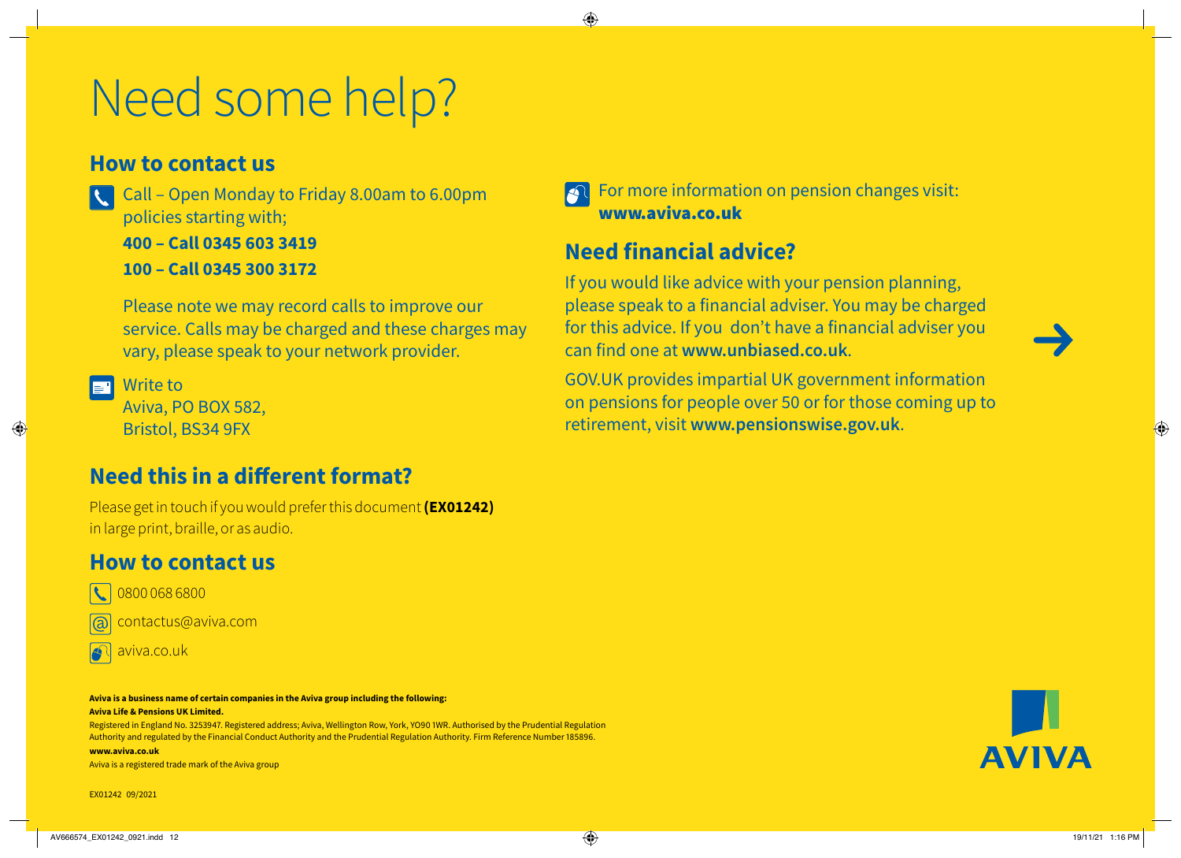# Need some help?

## How to contact us

Call – Open Monday to Friday 8.00am to 6.00pm policies starting with;

**400 – Call 0345 603 3419**

**100 – Call 0345 300 3172**

Please note we may record calls to improve our service. Calls may be charged and these charges may vary, please speak to your network provider.

Write to
Aviva, PO BOX 582,
Bristol, BS34 9FX

## Need this in a different format?

Please get in touch if you would prefer this document **(EX01242)** in large print, braille, or as audio.

## How to contact us

0800 068 6800

contactus@aviva.com

aviva.co.uk

For more information on pension changes visit: **www.aviva.co.uk**

## Need financial advice?

If you would like advice with your pension planning, please speak to a financial adviser. You may be charged for this advice. If you don't have a financial adviser you can find one at **www.unbiased.co.uk**.

GOV.UK provides impartial UK government information on pensions for people over 50 or for those coming up to retirement, visit **www.pensionswise.gov.uk**.

**Aviva is a business name of certain companies in the Aviva group including the following:**
**Aviva Life & Pensions UK Limited.**
Registered in England No. 3253947. Registered address; Aviva, Wellington Row, York, YO90 1WR. Authorised by the Prudential Regulation Authority and regulated by the Financial Conduct Authority and the Prudential Regulation Authority. Firm Reference Number 185896.
**www.aviva.co.uk**
Aviva is a registered trade mark of the Aviva group

EX01242 09/2021

AVIVA